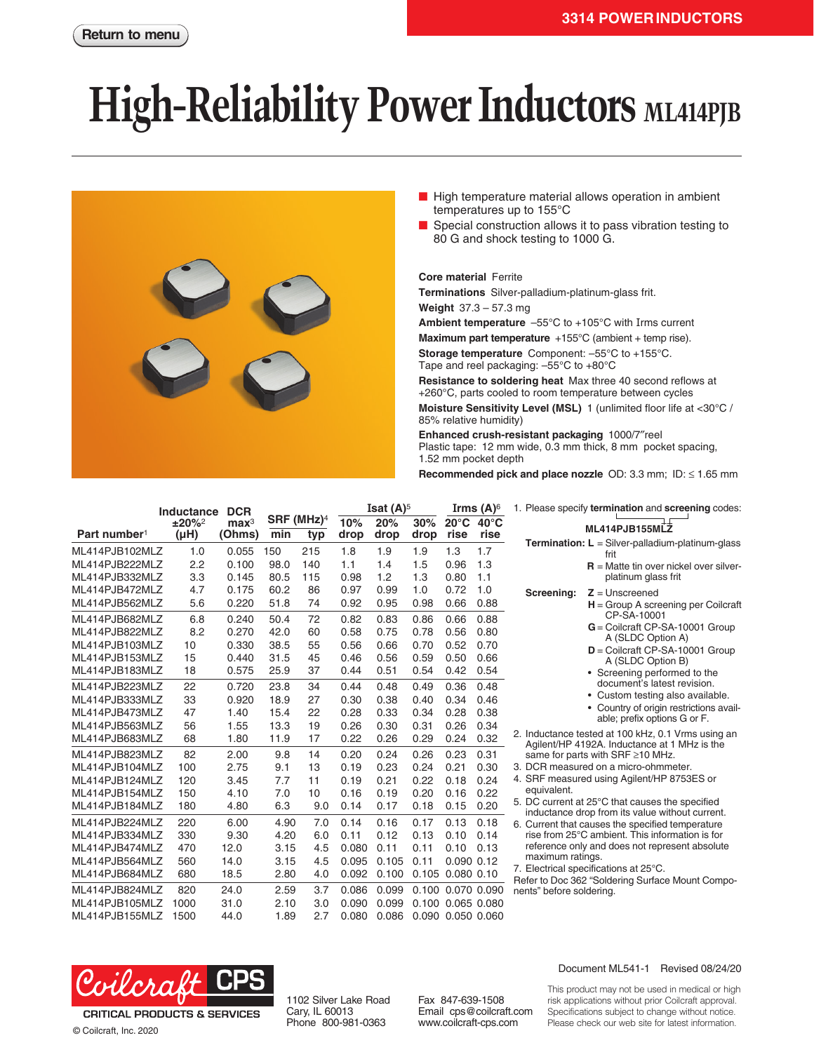Return to menu

# High-Reliability Power Inductors ML414PJB

- High temperature material allows operation in ambient temperatures up to 155°C
- Special construction allows it to pass vibration testing to 80 G and shock testing to 1000 G.

**Core material** Ferrite

**Terminations** Silver-palladium-platinum-glass frit.

**Weight** 37.3 – 57.3 mg

**Ambient temperature** –55°C to +105°C with Irms current

**Maximum part temperature** +155°C (ambient + temp rise).

**Storage temperature** Component: –55°C to +155°C. Tape and reel packaging: –55°C to +80°C

**Resistance to soldering heat** Max three 40 second reflows at +260°C, parts cooled to room temperature between cycles

**Moisture Sensitivity Level (MSL)** 1 (unlimited floor life at <30°C / 85% relative humidity)

**Enhanced crush-resistant packaging** 1000/7″reel
Plastic tape: 12 mm wide, 0.3 mm thick, 8 mm pocket spacing, 1.52 mm pocket depth

**Recommended pick and place nozzle** OD: 3.3 mm; ID: ≤ 1.65 mm

| Part number[1] | Inductance ±20%[2] (µH) | DCR max[3] (Ohms) | SRF (MHz)[4] min | SRF (MHz)[4] typ | Isat (A)[5] 10% drop | Isat (A)[5] 20% drop | Isat (A)[5] 30% drop | Irms (A)[6] 20°C rise | Irms (A)[6] 40°C rise |
|---|---|---|---|---|---|---|---|---|---|
| ML414PJB102MLZ | 1.0 | 0.055 | 150 | 215 | 1.8 | 1.9 | 1.9 | 1.3 | 1.7 |
| ML414PJB222MLZ | 2.2 | 0.100 | 98.0 | 140 | 1.1 | 1.4 | 1.5 | 0.96 | 1.3 |
| ML414PJB332MLZ | 3.3 | 0.145 | 80.5 | 115 | 0.98 | 1.2 | 1.3 | 0.80 | 1.1 |
| ML414PJB472MLZ | 4.7 | 0.175 | 60.2 | 86 | 0.97 | 0.99 | 1.0 | 0.72 | 1.0 |
| ML414PJB562MLZ | 5.6 | 0.220 | 51.8 | 74 | 0.92 | 0.95 | 0.98 | 0.66 | 0.88 |
| ML414PJB682MLZ | 6.8 | 0.240 | 50.4 | 72 | 0.82 | 0.83 | 0.86 | 0.66 | 0.88 |
| ML414PJB822MLZ | 8.2 | 0.270 | 42.0 | 60 | 0.58 | 0.75 | 0.78 | 0.56 | 0.80 |
| ML414PJB103MLZ | 10 | 0.330 | 38.5 | 55 | 0.56 | 0.66 | 0.70 | 0.52 | 0.70 |
| ML414PJB153MLZ | 15 | 0.440 | 31.5 | 45 | 0.46 | 0.56 | 0.59 | 0.50 | 0.66 |
| ML414PJB183MLZ | 18 | 0.575 | 25.9 | 37 | 0.44 | 0.51 | 0.54 | 0.42 | 0.54 |
| ML414PJB223MLZ | 22 | 0.720 | 23.8 | 34 | 0.44 | 0.48 | 0.49 | 0.36 | 0.48 |
| ML414PJB333MLZ | 33 | 0.920 | 18.9 | 27 | 0.30 | 0.38 | 0.40 | 0.34 | 0.46 |
| ML414PJB473MLZ | 47 | 1.40 | 15.4 | 22 | 0.28 | 0.33 | 0.34 | 0.28 | 0.38 |
| ML414PJB563MLZ | 56 | 1.55 | 13.3 | 19 | 0.26 | 0.30 | 0.31 | 0.26 | 0.34 |
| ML414PJB683MLZ | 68 | 1.80 | 11.9 | 17 | 0.22 | 0.26 | 0.29 | 0.24 | 0.32 |
| ML414PJB823MLZ | 82 | 2.00 | 9.8 | 14 | 0.20 | 0.24 | 0.26 | 0.23 | 0.31 |
| ML414PJB104MLZ | 100 | 2.75 | 9.1 | 13 | 0.19 | 0.23 | 0.24 | 0.21 | 0.30 |
| ML414PJB124MLZ | 120 | 3.45 | 7.7 | 11 | 0.19 | 0.21 | 0.22 | 0.18 | 0.24 |
| ML414PJB154MLZ | 150 | 4.10 | 7.0 | 10 | 0.16 | 0.19 | 0.20 | 0.16 | 0.22 |
| ML414PJB184MLZ | 180 | 4.80 | 6.3 | 9.0 | 0.14 | 0.17 | 0.18 | 0.15 | 0.20 |
| ML414PJB224MLZ | 220 | 6.00 | 4.90 | 7.0 | 0.14 | 0.16 | 0.17 | 0.13 | 0.18 |
| ML414PJB334MLZ | 330 | 9.30 | 4.20 | 6.0 | 0.11 | 0.12 | 0.13 | 0.10 | 0.14 |
| ML414PJB474MLZ | 470 | 12.0 | 3.15 | 4.5 | 0.080 | 0.11 | 0.11 | 0.10 | 0.13 |
| ML414PJB564MLZ | 560 | 14.0 | 3.15 | 4.5 | 0.095 | 0.105 | 0.11 | 0.090 | 0.12 |
| ML414PJB684MLZ | 680 | 18.5 | 2.80 | 4.0 | 0.092 | 0.100 | 0.105 | 0.080 | 0.10 |
| ML414PJB824MLZ | 820 | 24.0 | 2.59 | 3.7 | 0.086 | 0.099 | 0.100 | 0.070 | 0.090 |
| ML414PJB105MLZ | 1000 | 31.0 | 2.10 | 3.0 | 0.090 | 0.099 | 0.100 | 0.065 | 0.080 |
| ML414PJB155MLZ | 1500 | 44.0 | 1.89 | 2.7 | 0.080 | 0.086 | 0.090 | 0.050 | 0.060 |

1. Please specify **termination** and **screening** codes:

   **ML414PJB155MLZ**

   **Termination:** **L** = Silver-palladium-platinum-glass frit
   **R** = Matte tin over nickel over silver-platinum glass frit

   **Screening:** **Z** = Unscreened
   **H** = Group A screening per Coilcraft CP-SA-10001
   **G** = Coilcraft CP-SA-10001 Group A (SLDC Option A)
   **D** = Coilcraft CP-SA-10001 Group A (SLDC Option B)
   - Screening performed to the document's latest revision.
   - Custom testing also available.
   - Country of origin restrictions available; prefix options G or F.
2. Inductance tested at 100 kHz, 0.1 Vrms using an Agilent/HP 4192A. Inductance at 1 MHz is the same for parts with SRF ≥10 MHz.
3. DCR measured on a micro-ohmmeter.
4. SRF measured using Agilent/HP 8753ES or equivalent.
5. DC current at 25°C that causes the specified inductance drop from its value without current.
6. Current that causes the specified temperature rise from 25°C ambient. This information is for reference only and does not represent absolute maximum ratings.
7. Electrical specifications at 25°C.

Refer to Doc 362 "Soldering Surface Mount Components" before soldering.

Coilcraft CPS — CRITICAL PRODUCTS & SERVICES

© Coilcraft, Inc. 2020

1102 Silver Lake Road
Cary, IL 60013
Phone 800-981-0363

Fax 847-639-1508
Email cps@coilcraft.com
www.coilcraft-cps.com

Document ML541-1 Revised 08/24/20

This product may not be used in medical or high risk applications without prior Coilcraft approval. Specifications subject to change without notice. Please check our web site for latest information.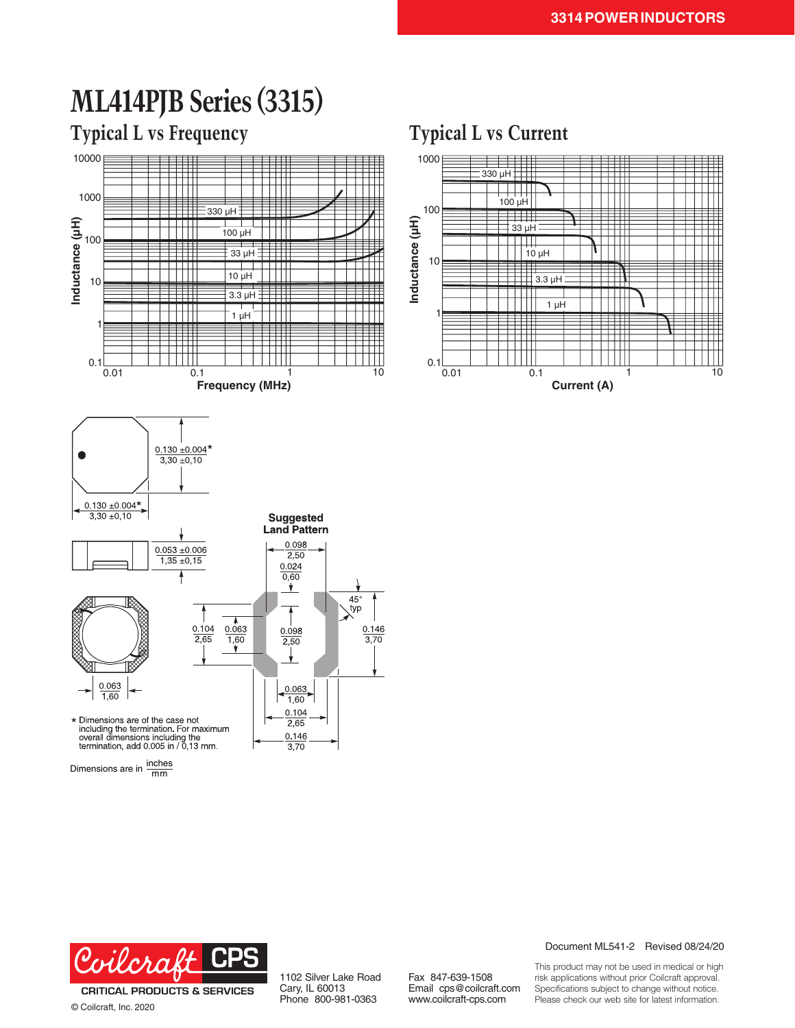# ML414PJB Series (3315)

## Typical L vs Frequency

Inductance (µH)

10000
1000
100
10
1
0.1

330 µH
100 µH
33 µH
10 µH
3.3 µH
1 µH

0.01
0.1
1
10

Frequency (MHz)

## Typical L vs Current

Inductance (µH)

1000
100
10
1
0.1

330 µH
100 µH
33 µH
10 µH
3.3 µH
1 µH

0.01
0.1
1
10

Current (A)

0.130 ±0.004*
3,30 ±0,10

0.130 ±0.004*
3,30 ±0,10

0.053 ±0.006
1,35 ±0,15

0.063
1,60

0.104
2,65

0.063
1,60

**Suggested Land Pattern**

0.098
2,50

0.024
0,60

45° typ

0.146
3,70

0.098
2,50

0.063
1,60

0.104
2,65

0.146
3,70

* Dimensions are of the case not including the termination. For maximum overall dimensions including the termination, add 0.005 in / 0,13 mm.

Dimensions are in inches / mm

Document ML541-2 Revised 08/24/20

Coilcraft CPS
CRITICAL PRODUCTS & SERVICES

1102 Silver Lake Road
Cary, IL 60013
Phone 800-981-0363

Fax 847-639-1508
Email cps@coilcraft.com
www.coilcraft-cps.com

This product may not be used in medical or high risk applications without prior Coilcraft approval. Specifications subject to change without notice. Please check our web site for latest information.

© Coilcraft, Inc. 2020